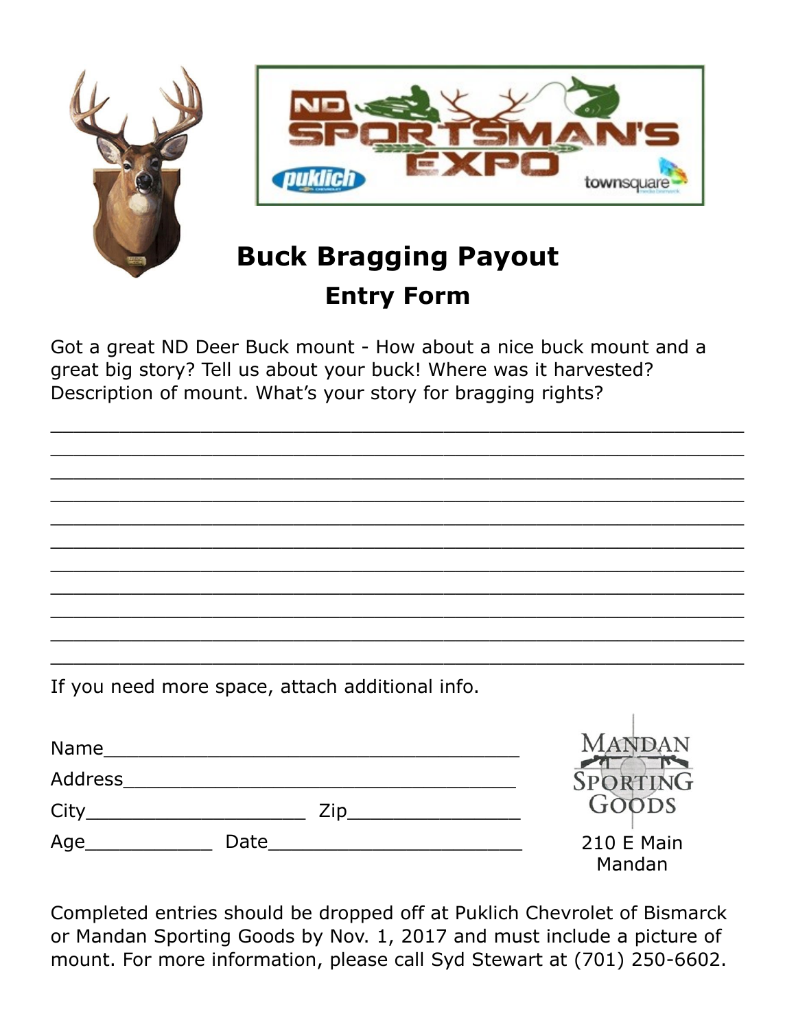# Buck Bragging Payout

## Entry Form

Got a great ND Deer Buck mount - How about a nice buck mount and a great big story? Tell us about your buck! Where was it harvested? Description of mount. What's your story for bragging rights?

_______________________________________________________________

_______________________________________________________________

_______________________________________________________________

_______________________________________________________________

_______________________________________________________________

_______________________________________________________________

_______________________________________________________________

_______________________________________________________________

_______________________________________________________________

_______________________________________________________________

_______________________________________________________________

If you need more space, attach additional info.

Name_____________________________________

Address___________________________________

City____________________ Zip_______________

Age___________ Date_______________________

Mandan Sporting Goods
210 E Main
Mandan

Completed entries should be dropped off at Puklich Chevrolet of Bismarck or Mandan Sporting Goods by Nov. 1, 2017 and must include a picture of mount. For more information, please call Syd Stewart at (701) 250-6602.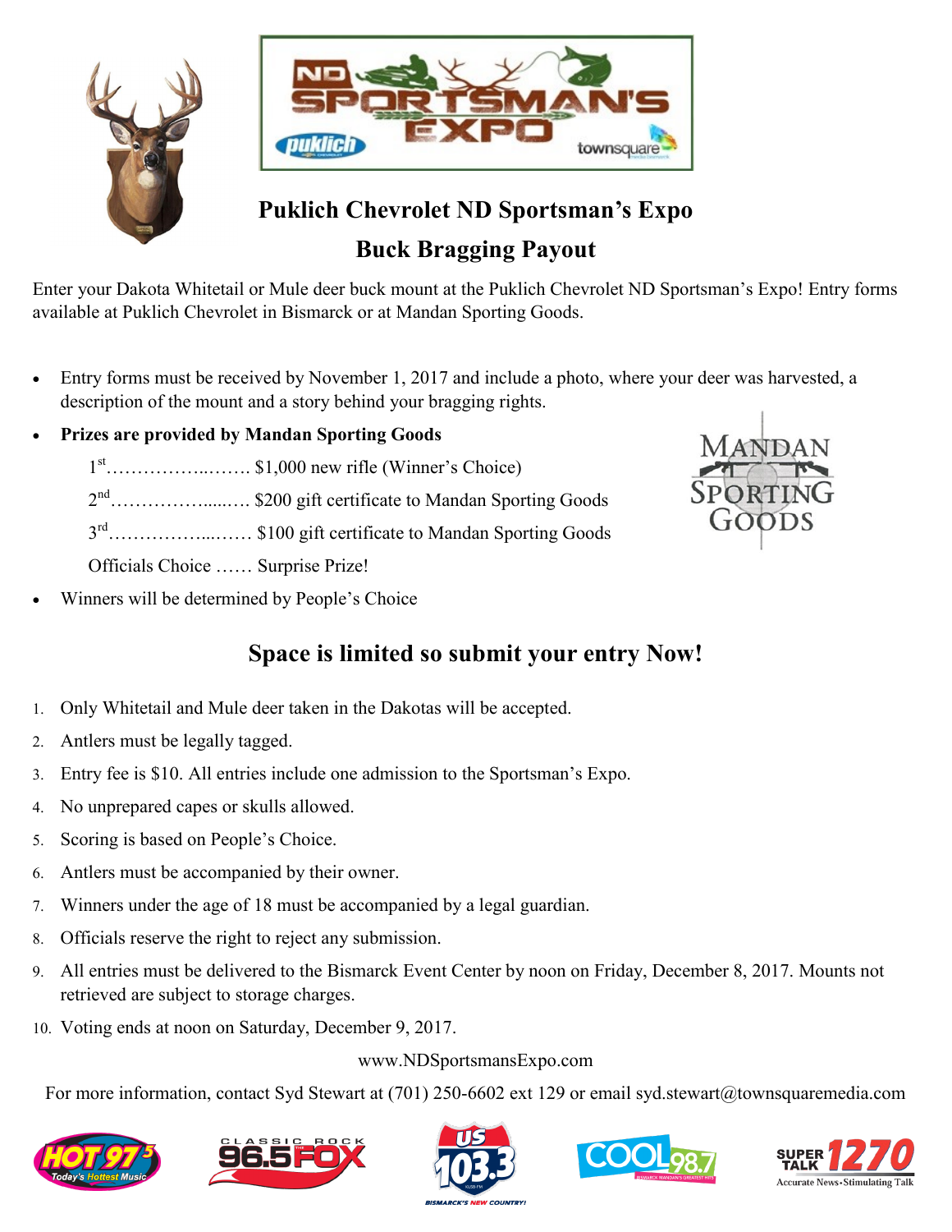# Puklich Chevrolet ND Sportsman's Expo

## Buck Bragging Payout

Enter your Dakota Whitetail or Mule deer buck mount at the Puklich Chevrolet ND Sportsman's Expo! Entry forms available at Puklich Chevrolet in Bismarck or at Mandan Sporting Goods.

- Entry forms must be received by November 1, 2017 and include a photo, where your deer was harvested, a description of the mount and a story behind your bragging rights.
- **Prizes are provided by Mandan Sporting Goods**

  1st……………...……. $1,000 new rifle (Winner's Choice)

  2nd……………......…. $200 gift certificate to Mandan Sporting Goods

  3rd……………...…… $100 gift certificate to Mandan Sporting Goods

  Officials Choice …… Surprise Prize!
- Winners will be determined by People's Choice

## Space is limited so submit your entry Now!

1. Only Whitetail and Mule deer taken in the Dakotas will be accepted.
2. Antlers must be legally tagged.
3. Entry fee is $10. All entries include one admission to the Sportsman's Expo.
4. No unprepared capes or skulls allowed.
5. Scoring is based on People's Choice.
6. Antlers must be accompanied by their owner.
7. Winners under the age of 18 must be accompanied by a legal guardian.
8. Officials reserve the right to reject any submission.
9. All entries must be delivered to the Bismarck Event Center by noon on Friday, December 8, 2017. Mounts not retrieved are subject to storage charges.
10. Voting ends at noon on Saturday, December 9, 2017.

www.NDSportsmansExpo.com

For more information, contact Syd Stewart at (701) 250-6602 ext 129 or email syd.stewart@townsquaremedia.com